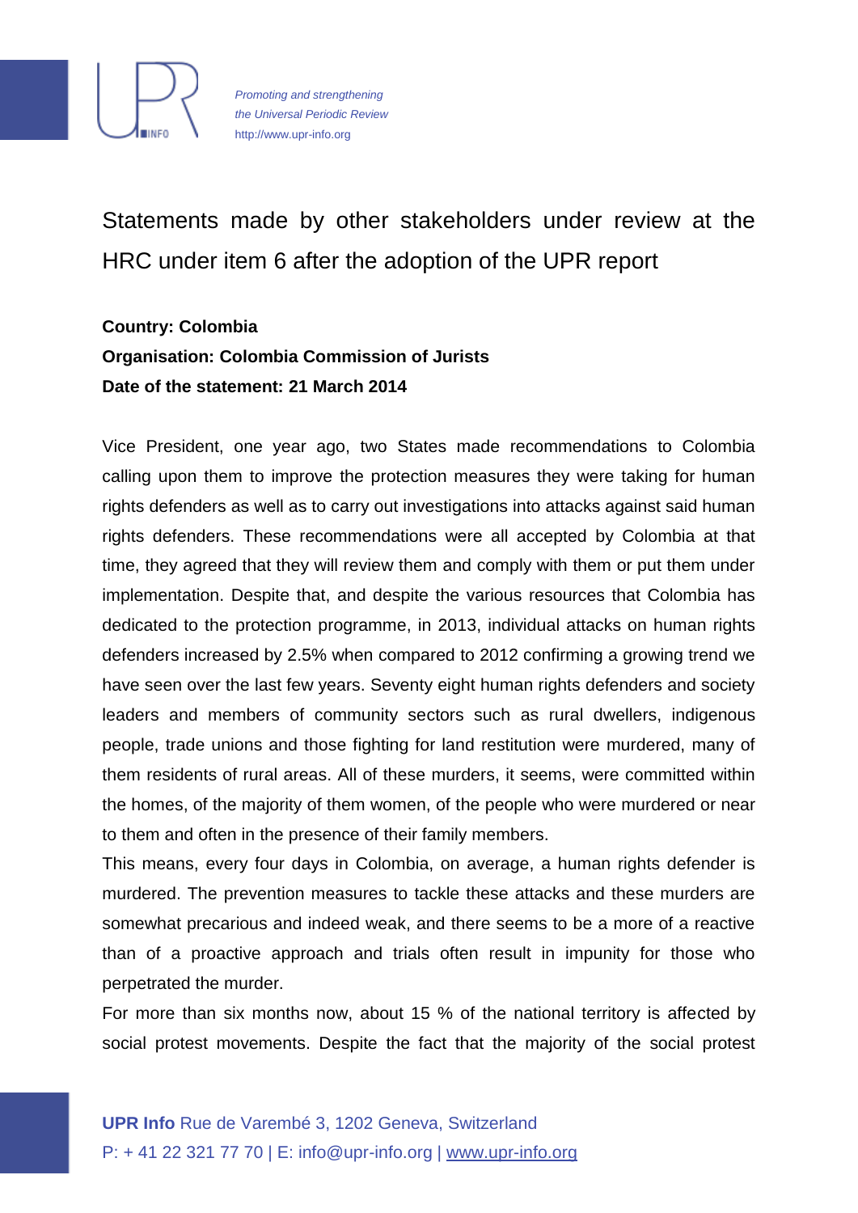Promoting and strengthening the Universal Periodic Review
http://www.upr-info.org

# Statements made by other stakeholders under review at the HRC under item 6 after the adoption of the UPR report

**Country: Colombia**
**Organisation: Colombia Commission of Jurists**
**Date of the statement: 21 March 2014**

Vice President, one year ago, two States made recommendations to Colombia calling upon them to improve the protection measures they were taking for human rights defenders as well as to carry out investigations into attacks against said human rights defenders. These recommendations were all accepted by Colombia at that time, they agreed that they will review them and comply with them or put them under implementation. Despite that, and despite the various resources that Colombia has dedicated to the protection programme, in 2013, individual attacks on human rights defenders increased by 2.5% when compared to 2012 confirming a growing trend we have seen over the last few years. Seventy eight human rights defenders and society leaders and members of community sectors such as rural dwellers, indigenous people, trade unions and those fighting for land restitution were murdered, many of them residents of rural areas. All of these murders, it seems, were committed within the homes, of the majority of them women, of the people who were murdered or near to them and often in the presence of their family members.

This means, every four days in Colombia, on average, a human rights defender is murdered. The prevention measures to tackle these attacks and these murders are somewhat precarious and indeed weak, and there seems to be a more of a reactive than of a proactive approach and trials often result in impunity for those who perpetrated the murder.

For more than six months now, about 15 % of the national territory is affected by social protest movements. Despite the fact that the majority of the social protest

**UPR Info** Rue de Varembé 3, 1202 Geneva, Switzerland
P: + 41 22 321 77 70 | E: info@upr-info.org | www.upr-info.org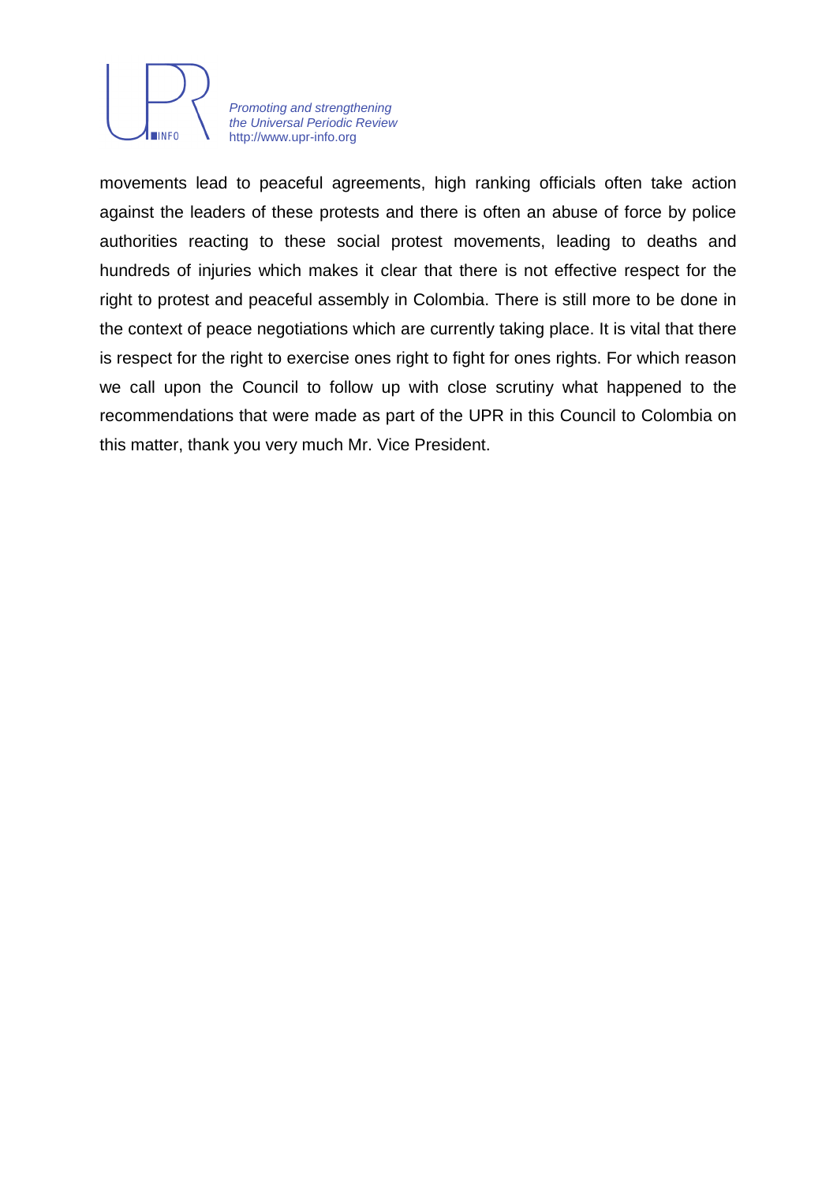movements lead to peaceful agreements, high ranking officials often take action against the leaders of these protests and there is often an abuse of force by police authorities reacting to these social protest movements, leading to deaths and hundreds of injuries which makes it clear that there is not effective respect for the right to protest and peaceful assembly in Colombia. There is still more to be done in the context of peace negotiations which are currently taking place. It is vital that there is respect for the right to exercise ones right to fight for ones rights. For which reason we call upon the Council to follow up with close scrutiny what happened to the recommendations that were made as part of the UPR in this Council to Colombia on this matter, thank you very much Mr. Vice President.